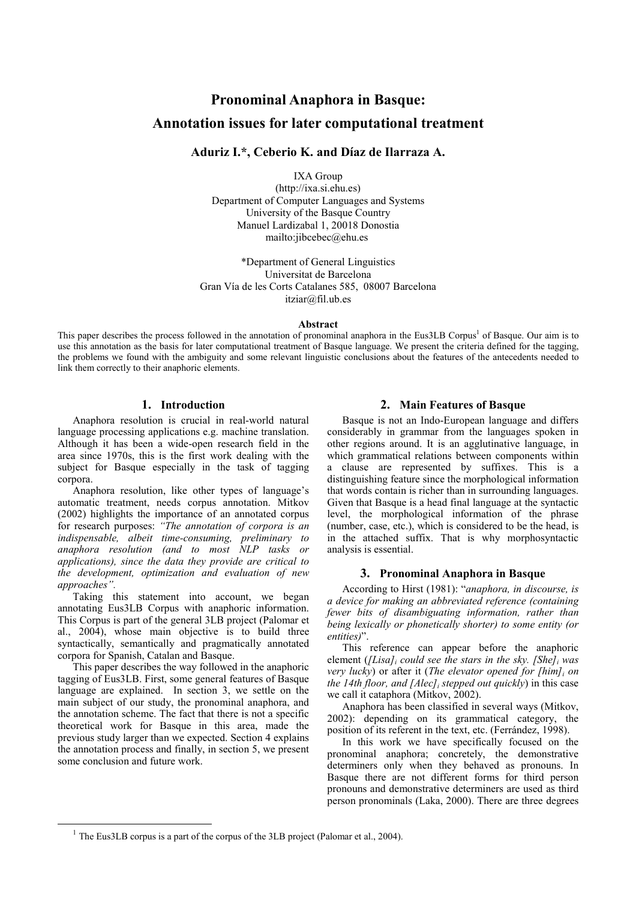# Pronominal Anaphora in Basque: Annotation issues for later computational treatment

**Aduriz I.\*, Ceberio K. and Díaz de Ilarraza A.**

IXA Group
(http://ixa.si.ehu.es)
Department of Computer Languages and Systems
University of the Basque Country
Manuel Lardizabal 1, 20018 Donostia
mailto:jibcebec@ehu.es

\*Department of General Linguistics
Universitat de Barcelona
Gran Vía de les Corts Catalanes 585, 08007 Barcelona
itziar@fil.ub.es

**Abstract**

This paper describes the process followed in the annotation of pronominal anaphora in the Eus3LB Corpus[1] of Basque. Our aim is to use this annotation as the basis for later computational treatment of Basque language. We present the criteria defined for the tagging, the problems we found with the ambiguity and some relevant linguistic conclusions about the features of the antecedents needed to link them correctly to their anaphoric elements.

## 1. Introduction

Anaphora resolution is crucial in real-world natural language processing applications e.g. machine translation. Although it has been a wide-open research field in the area since 1970s, this is the first work dealing with the subject for Basque especially in the task of tagging corpora.

Anaphora resolution, like other types of language's automatic treatment, needs corpus annotation. Mitkov (2002) highlights the importance of an annotated corpus for research purposes: *"The annotation of corpora is an indispensable, albeit time-consuming, preliminary to anaphora resolution (and to most NLP tasks or applications), since the data they provide are critical to the development, optimization and evaluation of new approaches".*

Taking this statement into account, we began annotating Eus3LB Corpus with anaphoric information. This Corpus is part of the general 3LB project (Palomar et al., 2004), whose main objective is to build three syntactically, semantically and pragmatically annotated corpora for Spanish, Catalan and Basque.

This paper describes the way followed in the anaphoric tagging of Eus3LB. First, some general features of Basque language are explained. In section 3, we settle on the main subject of our study, the pronominal anaphora, and the annotation scheme. The fact that there is not a specific theoretical work for Basque in this area, made the previous study larger than we expected. Section 4 explains the annotation process and finally, in section 5, we present some conclusion and future work.

## 2. Main Features of Basque

Basque is not an Indo-European language and differs considerably in grammar from the languages spoken in other regions around. It is an agglutinative language, in which grammatical relations between components within a clause are represented by suffixes. This is a distinguishing feature since the morphological information that words contain is richer than in surrounding languages. Given that Basque is a head final language at the syntactic level, the morphological information of the phrase (number, case, etc.), which is considered to be the head, is in the attached suffix. That is why morphosyntactic analysis is essential.

## 3. Pronominal Anaphora in Basque

According to Hirst (1981): "*anaphora, in discourse, is a device for making an abbreviated reference (containing fewer bits of disambiguating information, rather than being lexically or phonetically shorter) to some entity (or entities)*".

This reference can appear before the anaphoric element (*[Lisa]$_i$ could see the stars in the sky. [She]$_i$ was very lucky*) or after it (*The elevator opened for [him]$_i$ on the 14th floor, and [Alec]$_i$ stepped out quickly*) in this case we call it cataphora (Mitkov, 2002).

Anaphora has been classified in several ways (Mitkov, 2002): depending on its grammatical category, the position of its referent in the text, etc. (Ferrández, 1998).

In this work we have specifically focused on the pronominal anaphora; concretely, the demonstrative determiners only when they behaved as pronouns. In Basque there are not different forms for third person pronouns and demonstrative determiners are used as third person pronominals (Laka, 2000). There are three degrees

[1] The Eus3LB corpus is a part of the corpus of the 3LB project (Palomar et al., 2004).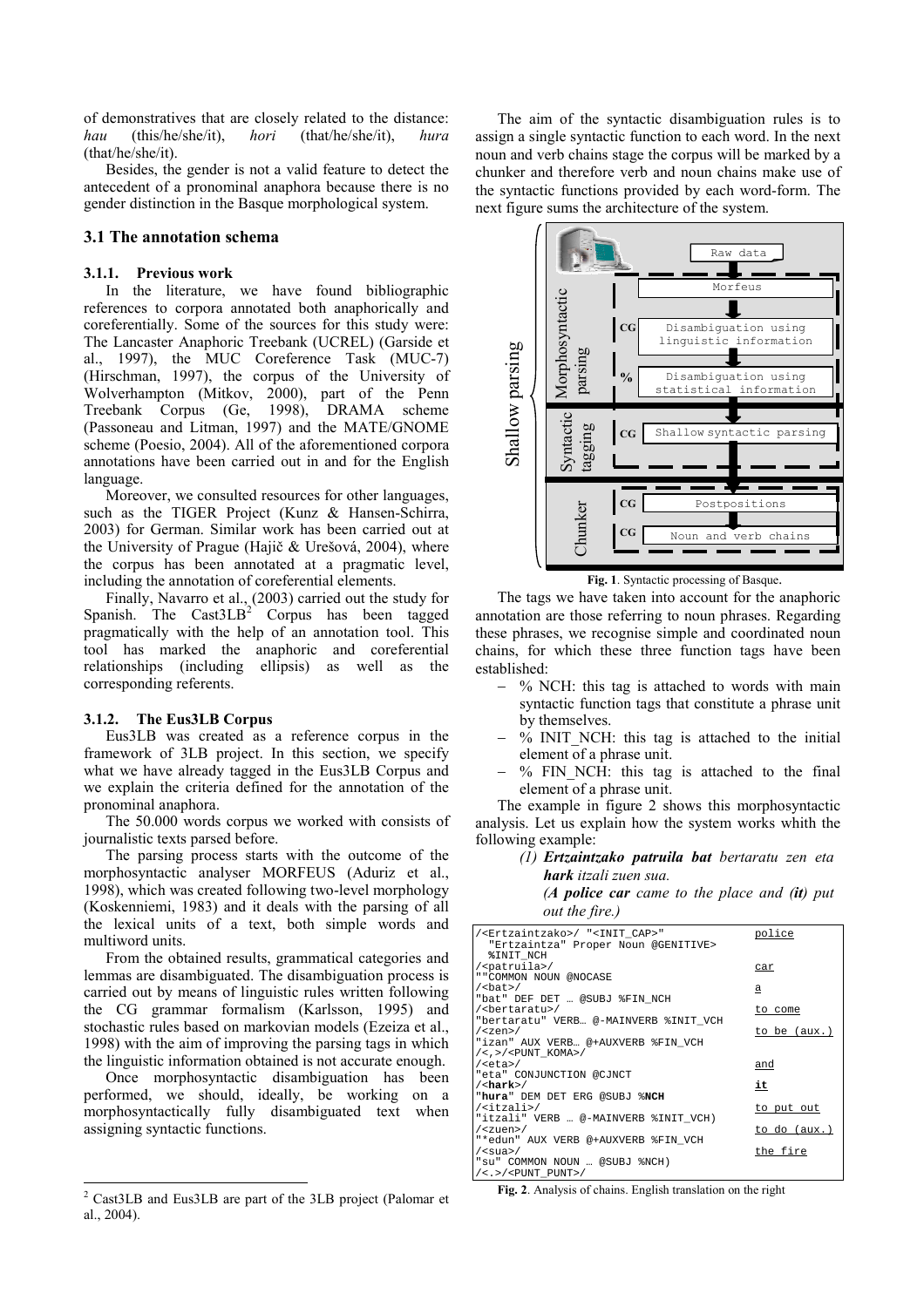of demonstratives that are closely related to the distance: *hau* (this/he/she/it), *hori* (that/he/she/it), *hura* (that/he/she/it).

Besides, the gender is not a valid feature to detect the antecedent of a pronominal anaphora because there is no gender distinction in the Basque morphological system.

### 3.1 The annotation schema

#### 3.1.1. Previous work

In the literature, we have found bibliographic references to corpora annotated both anaphorically and coreferentially. Some of the sources for this study were: The Lancaster Anaphoric Treebank (UCREL) (Garside et al., 1997), the MUC Coreference Task (MUC-7) (Hirschman, 1997), the corpus of the University of Wolverhampton (Mitkov, 2000), part of the Penn Treebank Corpus (Ge, 1998), DRAMA scheme (Passoneau and Litman, 1997) and the MATE/GNOME scheme (Poesio, 2004). All of the aforementioned corpora annotations have been carried out in and for the English language.

Moreover, we consulted resources for other languages, such as the TIGER Project (Kunz & Hansen-Schirra, 2003) for German. Similar work has been carried out at the University of Prague (Hajič & Urešová, 2004), where the corpus has been annotated at a pragmatic level, including the annotation of coreferential elements.

Finally, Navarro et al., (2003) carried out the study for Spanish. The Cast3LB[2] Corpus has been tagged pragmatically with the help of an annotation tool. This tool has marked the anaphoric and coreferential relationships (including ellipsis) as well as the corresponding referents.

#### 3.1.2. The Eus3LB Corpus

Eus3LB was created as a reference corpus in the framework of 3LB project. In this section, we specify what we have already tagged in the Eus3LB Corpus and we explain the criteria defined for the annotation of the pronominal anaphora.

The 50.000 words corpus we worked with consists of journalistic texts parsed before.

The parsing process starts with the outcome of the morphosyntactic analyser MORFEUS (Aduriz et al., 1998), which was created following two-level morphology (Koskenniemi, 1983) and it deals with the parsing of all the lexical units of a text, both simple words and multiword units.

From the obtained results, grammatical categories and lemmas are disambiguated. The disambiguation process is carried out by means of linguistic rules written following the CG grammar formalism (Karlsson, 1995) and stochastic rules based on markovian models (Ezeiza et al., 1998) with the aim of improving the parsing tags in which the linguistic information obtained is not accurate enough.

Once morphosyntactic disambiguation has been performed, we should, ideally, be working on a morphosyntactically fully disambiguated text when assigning syntactic functions.

The aim of the syntactic disambiguation rules is to assign a single syntactic function to each word. In the next noun and verb chains stage the corpus will be marked by a chunker and therefore verb and noun chains make use of the syntactic functions provided by each word-form. The next figure sums the architecture of the system.

```
Shallow parsing
  Morphosyntactic parsing
        Raw data
        Morfeus
    CG  Disambiguation using linguistic information
    %   Disambiguation using statistical information
  Syntactic tagging
    CG  Shallow syntactic parsing
  Chunker
    CG  Postpositions
    CG  Noun and verb chains
```

**Fig. 1**. Syntactic processing of Basque.

The tags we have taken into account for the anaphoric annotation are those referring to noun phrases. Regarding these phrases, we recognise simple and coordinated noun chains, for which these three function tags have been established:

- % NCH: this tag is attached to words with main syntactic function tags that constitute a phrase unit by themselves.
- % INIT_NCH: this tag is attached to the initial element of a phrase unit.
- % FIN_NCH: this tag is attached to the final element of a phrase unit.

The example in figure 2 shows this morphosyntactic analysis. Let us explain how the system works whith the following example:

(1) ***Ertzaintzako patruila bat*** *bertaratu zen eta* ***hark*** *itzali zuen sua.*
(***A police car*** *came to the place and* ***(it)*** *put out the fire.)*

```
/<Ertzaintzako>/ "<INIT_CAP>"                          police
  "Ertzaintza" Proper Noun @GENITIVE>
  %INIT_NCH
/<patruila>/                                           car
""COMMON NOUN @NOCASE
/<bat>/                                                a
"bat" DEF DET … @SUBJ %FIN_NCH
/<bertaratu>/                                          to come
"bertaratu" VERB… @-MAINVERB %INIT_VCH
/<zen>/                                                to be (aux.)
"izan" AUX VERB… @+AUXVERB %FIN_VCH
/<,>/<PUNT_KOMA>/
/<eta>/                                                and
"eta" CONJUNCTION @CJNCT
/<hark>/                                               it
"hura" DEM DET ERG @SUBJ %NCH
/<itzali>/                                             to put out
"itzali" VERB … @-MAINVERB %INIT_VCH)
/<zuen>/                                               to do (aux.)
"*edun" AUX VERB @+AUXVERB %FIN_VCH
/<sua>/                                                the fire
"su" COMMON NOUN … @SUBJ %NCH)
/<.>/<PUNT_PUNT>/
```

**Fig. 2**. Analysis of chains. English translation on the right

---

[2] Cast3LB and Eus3LB are part of the 3LB project (Palomar et al., 2004).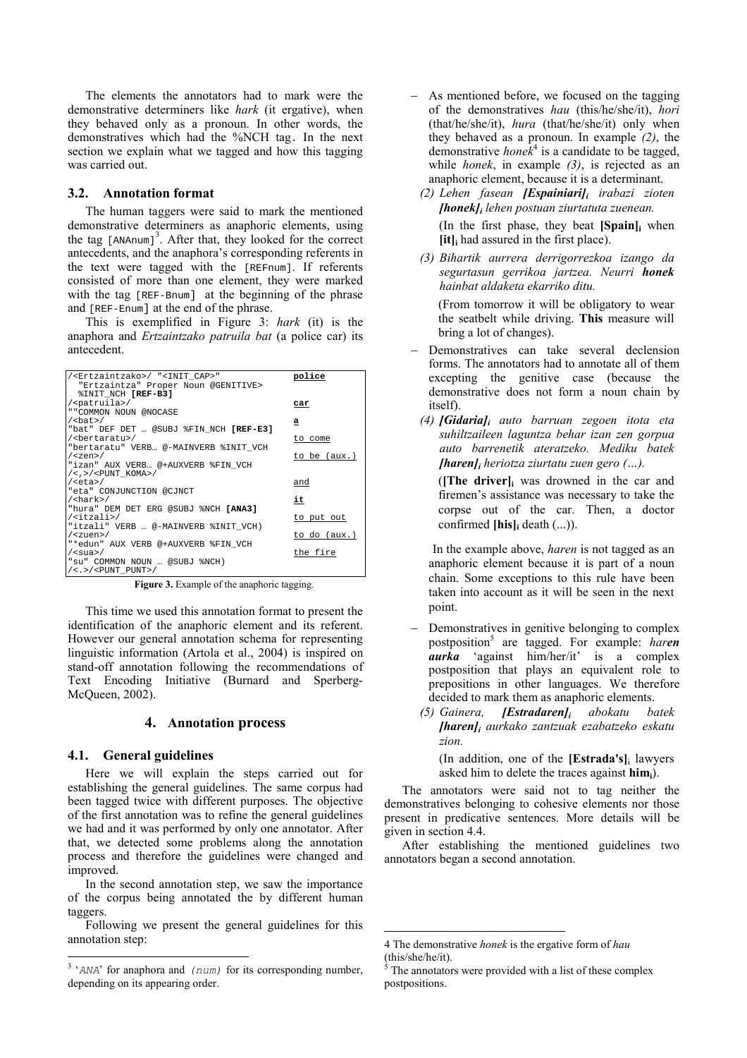The elements the annotators had to mark were the demonstrative determiners like *hark* (it ergative), when they behaved only as a pronoun. In other words, the demonstratives which had the %NCH tag. In the next section we explain what we tagged and how this tagging was carried out.

### 3.2. Annotation format

The human taggers were said to mark the mentioned demonstrative determiners as anaphoric elements, using the tag `[ANAnum]`[3]. After that, they looked for the correct antecedents, and the anaphora's corresponding referents in the text were tagged with the `[REFnum]`. If referents consisted of more than one element, they were marked with the tag `[REF-Bnum]` at the beginning of the phrase and `[REF-Enum]` at the end of the phrase.

This is exemplified in Figure 3: *hark* (it) is the anaphora and *Ertzaintzako patruila bat* (a police car) its antecedent.

```
/<Ertzaintzako>/ "<INIT_CAP>"                    police
  "Ertzaintza" Proper Noun @GENITIVE>
  %INIT_NCH [REF-B3]
/<patruila>/                                     car
""COMMON NOUN @NOCASE
/<bat>/                                          a
"bat" DEF DET … @SUBJ %FIN_NCH [REF-E3]
/<bertaratu>/                                    to come
"bertaratu" VERB… @-MAINVERB %INIT_VCH
/<zen>/                                          to be (aux.)
"izan" AUX VERB… @+AUXVERB %FIN_VCH
/<,>/<PUNT_KOMA>/
/<eta>/                                          and
"eta" CONJUNCTION @CJNCT
/<hark>/                                         it
"hura" DEM DET ERG @SUBJ %NCH [ANA3]
/<itzali>/                                       to put out
"itzali" VERB … @-MAINVERB %INIT_VCH)
/<zuen>/                                         to do (aux.)
"*edun" AUX VERB @+AUXVERB %FIN_VCH
/<sua>/                                          the fire
"su" COMMON NOUN … @SUBJ %NCH)
/<.>/<PUNT_PUNT>/
```

**Figure 3.** Example of the anaphoric tagging.

This time we used this annotation format to present the identification of the anaphoric element and its referent. However our general annotation schema for representing linguistic information (Artola et al., 2004) is inspired on stand-off annotation following the recommendations of Text Encoding Initiative (Burnard and Sperberg-McQueen, 2002).

## 4. Annotation process

### 4.1. General guidelines

Here we will explain the steps carried out for establishing the general guidelines. The same corpus had been tagged twice with different purposes. The objective of the first annotation was to refine the general guidelines we had and it was performed by only one annotator. After that, we detected some problems along the annotation process and therefore the guidelines were changed and improved.

In the second annotation step, we saw the importance of the corpus being annotated the by different human taggers.

Following we present the general guidelines for this annotation step:

- As mentioned before, we focused on the tagging of the demonstratives *hau* (this/he/she/it), *hori* (that/he/she/it), *hura* (that/he/she/it) only when they behaved as a pronoun. In example *(2)*, the demonstrative *honek*[4] is a candidate to be tagged, while *honek*, in example *(3)*, is rejected as an anaphoric element, because it is a determinant.

  *(2) Lehen fasean* ***[Espainiari]****$_i$ irabazi zioten* ***[honek]****$_i$ lehen postuan ziurtatuta zuenean.*

  (In the first phase, they beat **[Spain]**$_i$ when **[it]**$_i$ had assured in the first place).

  *(3) Bihartik aurrera derrigorrezkoa izango da segurtasun gerrikoa jartzea. Neurri* ***honek*** *hainbat aldaketa ekarriko ditu.*

  (From tomorrow it will be obligatory to wear the seatbelt while driving. **This** measure will bring a lot of changes).

- Demonstratives can take several declension forms. The annotators had to annotate all of them excepting the genitive case (because the demonstrative does not form a noun chain by itself).

  *(4)* ***[Gidaria]****$_i$ auto barruan zegoen itota eta suhiltzaileen laguntza behar izan zen gorpua auto barrenetik ateratzeko. Mediku batek* ***[haren]****$_i$ heriotza ziurtatu zuen gero (...).*

  (**[The driver]**$_i$ was drowned in the car and firemen's assistance was necessary to take the corpse out of the car. Then, a doctor confirmed **[his]**$_i$ death (...)).

  In the example above, *haren* is not tagged as an anaphoric element because it is part of a noun chain. Some exceptions to this rule have been taken into account as it will be seen in the next point.

- Demonstratives in genitive belonging to complex postposition[5] are tagged. For example: *har****en*** ***aurka*** 'against him/her/it' is a complex postposition that plays an equivalent role to prepositions in other languages. We therefore decided to mark them as anaphoric elements.

  *(5) Gainera,* ***[Estradaren]****$_i$ abokatu batek* ***[haren]****$_i$ aurkako zantzuak ezabatzeko eskatu zion.*

  (In addition, one of the **[Estrada's]**$_i$ lawyers asked him to delete the traces against **him**$_i$).

The annotators were said not to tag neither the demonstratives belonging to cohesive elements nor those present in predicative sentences. More details will be given in section 4.4.

After establishing the mentioned guidelines two annotators began a second annotation.

---

[3] '*ANA*' for anaphora and *(num)* for its corresponding number, depending on its appearing order.

[4] The demonstrative *honek* is the ergative form of *hau* (this/she/he/it).

[5] The annotators were provided with a list of these complex postpositions.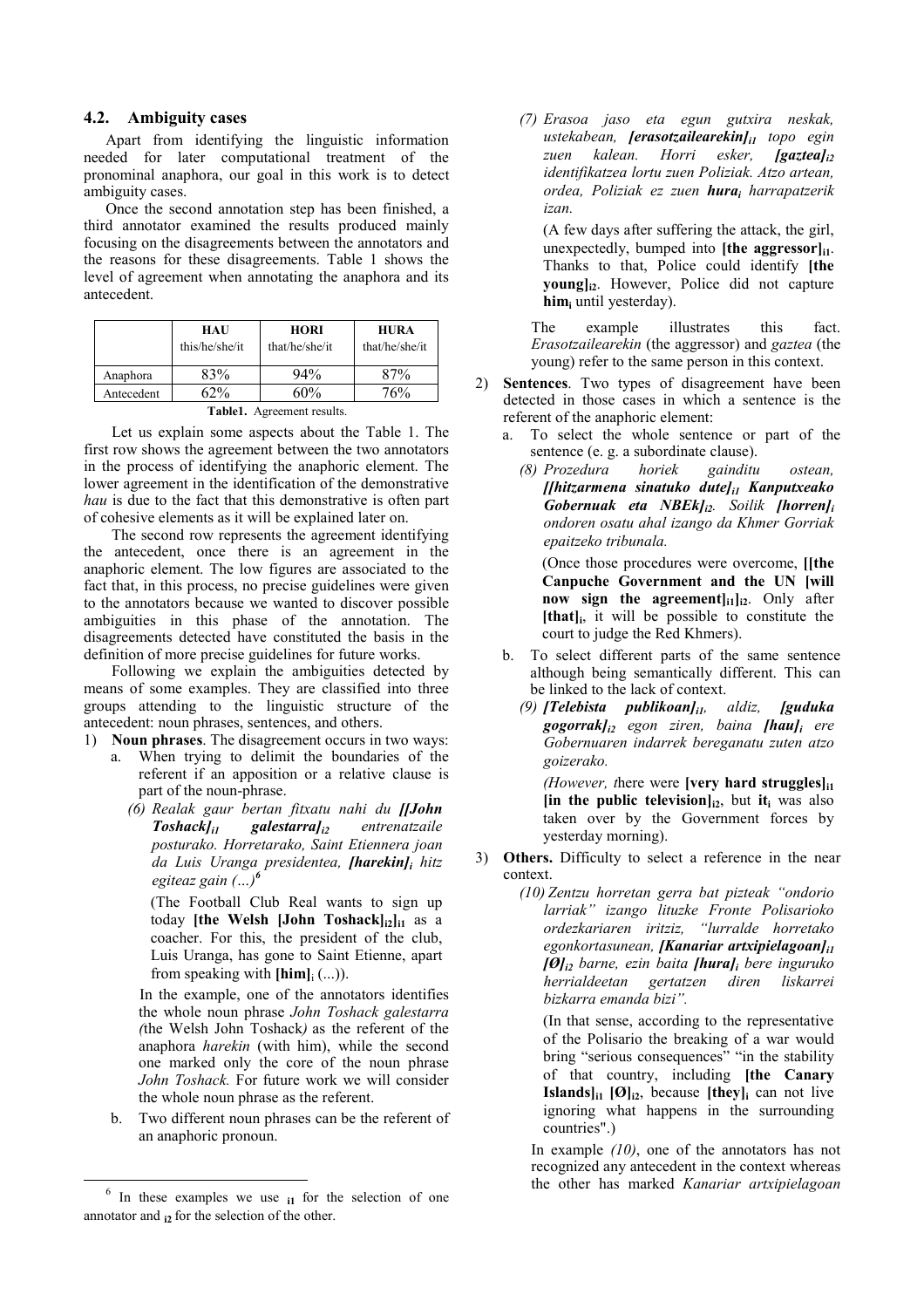### 4.2. Ambiguity cases

Apart from identifying the linguistic information needed for later computational treatment of the pronominal anaphora, our goal in this work is to detect ambiguity cases.

Once the second annotation step has been finished, a third annotator examined the results produced mainly focusing on the disagreements between the annotators and the reasons for these disagreements. Table 1 shows the level of agreement when annotating the anaphora and its antecedent.

| | HAU this/he/she/it | HORI that/he/she/it | HURA that/he/she/it |
|---|---|---|---|
| Anaphora | 83% | 94% | 87% |
| Antecedent | 62% | 60% | 76% |

**Table1.** Agreement results.

Let us explain some aspects about the Table 1. The first row shows the agreement between the two annotators in the process of identifying the anaphoric element. The lower agreement in the identification of the demonstrative *hau* is due to the fact that this demonstrative is often part of cohesive elements as it will be explained later on.

The second row represents the agreement identifying the antecedent, once there is an agreement in the anaphoric element. The low figures are associated to the fact that, in this process, no precise guidelines were given to the annotators because we wanted to discover possible ambiguities in this phase of the annotation. The disagreements detected have constituted the basis in the definition of more precise guidelines for future works.

Following we explain the ambiguities detected by means of some examples. They are classified into three groups attending to the linguistic structure of the antecedent: noun phrases, sentences, and others.

1) **Noun phrases**. The disagreement occurs in two ways:
   a. When trying to delimit the boundaries of the referent if an apposition or a relative clause is part of the noun-phrase.

      *(6) Realak gaur bertan fitxatu nahi du **[[John Toshack]$_{i1}$ galestarra]$_{i2}$** entrenatzaile posturako. Horretarako, Saint Etiennera joan da Luis Uranga presidentea, **[harekin]$_{i}$** hitz egiteaz gain (…)*[6]

      (The Football Club Real wants to sign up today **[the Welsh [John Toshack]$_{i2}$]$_{i1}$** as a coacher. For this, the president of the club, Luis Uranga, has gone to Saint Etienne, apart from speaking with **[him]$_{i}$** (...)).

      In the example, one of the annotators identifies the whole noun phrase *John Toshack galestarra (*the Welsh John Toshack*)* as the referent of the anaphora *harekin* (with him), while the second one marked only the core of the noun phrase *John Toshack.* For future work we will consider the whole noun phrase as the referent.

   b. Two different noun phrases can be the referent of an anaphoric pronoun.

      *(7) Erasoa jaso eta egun gutxira neskak, ustekabean, **[erasotzailearekin]$_{i1}$** topo egin zuen kalean. Horri esker, **[gaztea]$_{i2}$** identifikatzea lortu zuen Poliziak. Atzo artean, ordea, Poliziak ez zuen **hura$_{i}$** harrapatzerik izan.*

      (A few days after suffering the attack, the girl, unexpectedly, bumped into **[the aggressor]$_{i1}$**. Thanks to that, Police could identify **[the young]$_{i2}$**. However, Police did not capture **him$_{i}$** until yesterday).

      The example illustrates this fact. *Erasotzailearekin* (the aggressor) and *gaztea* (the young) refer to the same person in this context.

2) **Sentences**. Two types of disagreement have been detected in those cases in which a sentence is the referent of the anaphoric element:
   a. To select the whole sentence or part of the sentence (e. g. a subordinate clause).

      *(8) Prozedura horiek gainditu ostean, **[[hitzarmena sinatuko dute]$_{i1}$ Kanputxeako Gobernuak eta NBEk]$_{i2}$**. Soilik **[horren]$_{i}$** ondoren osatu ahal izango da Khmer Gorriak epaitzeko tribunala.*

      (Once those procedures were overcome, **[[the Canpuche Government and the UN [will now sign the agreement]$_{i1}$]$_{i2}$**. Only after **[that]$_{i}$**, it will be possible to constitute the court to judge the Red Khmers).

   b. To select different parts of the same sentence although being semantically different. This can be linked to the lack of context.

      *(9) **[Telebista publikoan]$_{i1}$**, aldiz, **[guduka gogorrak]$_{i2}$** egon ziren, baina **[hau]$_{i}$** ere Gobernuaren indarrek bereganatu zuten atzo goizerako.*

      *(However, t*here were **[very hard struggles]$_{i1}$ [in the public television]$_{i2}$**, but **it$_{i}$** was also taken over by the Government forces by yesterday morning).

3) **Others.** Difficulty to select a reference in the near context.

   *(10) Zentzu horretan gerra bat pizteak "ondorio larriak" izango lituzke Fronte Polisarioko ordezkariaren iritziz, "lurralde horretako egonkortasunean, **[Kanariar artxipielagoan]$_{i1}$ [Ø]$_{i2}$** barne, ezin baita **[hura]$_{i}$** bere inguruko herrialdeetan gertatzen diren liskarrei bizkarra emanda bizi".*

   (In that sense, according to the representative of the Polisario the breaking of a war would bring "serious consequences" "in the stability of that country, including **[the Canary Islands]$_{i1}$ [Ø]$_{i2}$**, because **[they]$_{i}$** can not live ignoring what happens in the surrounding countries".)

   In example *(10)*, one of the annotators has not recognized any antecedent in the context whereas the other has marked *Kanariar artxipielagoan*

---

[6] In these examples we use $_{i1}$ for the selection of one annotator and $_{i2}$ for the selection of the other.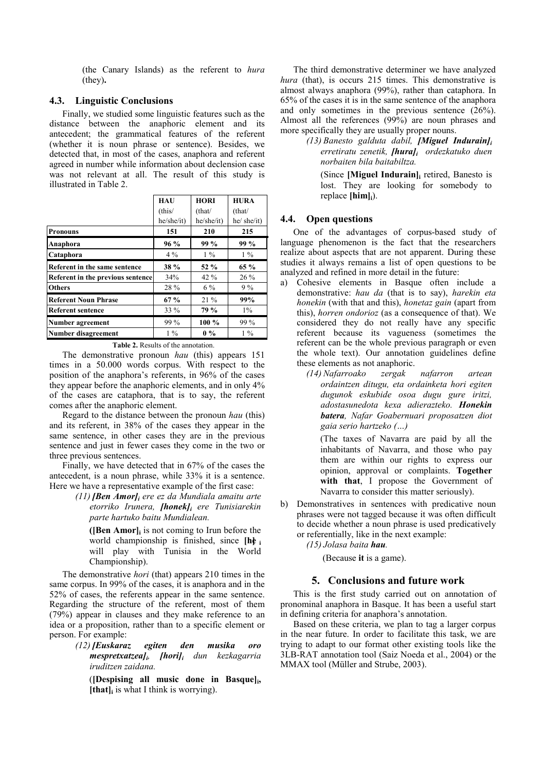(the Canary Islands) as the referent to *hura* (they).

### 4.3. Linguistic Conclusions

Finally, we studied some linguistic features such as the distance between the anaphoric element and its antecedent; the grammatical features of the referent (whether it is noun phrase or sentence). Besides, we detected that, in most of the cases, anaphora and referent agreed in number while information about declension case was not relevant at all. The result of this study is illustrated in Table 2.

| | HAU (this/ he/she/it) | HORI (that/ he/she/it) | HURA (that/ he/ she/it) |
|---|---|---|---|
| **Pronouns** | **151** | **210** | **215** |
| **Anaphora** | **96 %** | **99 %** | **99 %** |
| **Cataphora** | 4 % | 1 % | 1 % |
| **Referent in the same sentence** | **38 %** | **52 %** | **65 %** |
| **Referent in the previous sentence** | 34% | 42 % | 26 % |
| **Others** | 28 % | 6 % | 9 % |
| **Referent Noun Phrase** | **67 %** | 21 % | **99%** |
| **Referent sentence** | 33 % | **79 %** | 1% |
| **Number agreement** | 99 % | **100 %** | 99 % |
| **Number disagreement** | 1 % | **0 %** | 1 % |

**Table 2.** Results of the annotation.

The demonstrative pronoun *hau* (this) appears 151 times in a 50.000 words corpus. With respect to the position of the anaphora's referents, in 96% of the cases they appear before the anaphoric elements, and in only 4% of the cases are cataphora, that is to say, the referent comes after the anaphoric element.

Regard to the distance between the pronoun *hau* (this) and its referent, in 38% of the cases they appear in the same sentence, in other cases they are in the previous sentence and just in fewer cases they come in the two or three previous sentences.

Finally, we have detected that in 67% of the cases the antecedent, is a noun phrase, while 33% it is a sentence. Here we have a representative example of the first case:

> *(11)* ***[Ben Amor]$_i$*** *ere ez da Mundiala amaitu arte etorriko Irunera,* ***[honek]$_i$*** *ere Tunisiarekin parte hartuko baitu Mundialean.*
>
> (**[Ben Amor]$_i$** is not coming to Irun before the world championship is finished, since **[he]$_i$** will play with Tunisia in the World Championship).

The demonstrative *hori* (that) appears 210 times in the same corpus. In 99% of the cases, it is anaphora and in the 52% of cases, the referents appear in the same sentence. Regarding the structure of the referent, most of them (79%) appear in clauses and they make reference to an idea or a proposition, rather than to a specific element or person. For example:

> *(12)* ***[Euskaraz egiten den musika oro mespretxatzea]$_i$,*** ***[hori]$_i$*** *dun kezkagarria iruditzen zaidana.*
>
> (**[Despising all music done in Basque]$_i$, [that]$_i$** is what I think is worrying).

The third demonstrative determiner we have analyzed *hura* (that), is occurs 215 times. This demonstrative is almost always anaphora (99%), rather than cataphora. In 65% of the cases it is in the same sentence of the anaphora and only sometimes in the previous sentence (26%). Almost all the references (99%) are noun phrases and more specifically they are usually proper nouns.

> *(13) Banesto galduta dabil,* ***[Miguel Indurain]$_i$*** *erretiratu zenetik,* ***[hura]$_i$*** *ordezkatuko duen norbaiten bila baitabiltza.*
>
> (Since **[Miguel Indurain]$_i$** retired, Banesto is lost. They are looking for somebody to replace **[him]$_i$**).

### 4.4. Open questions

One of the advantages of corpus-based study of language phenomenon is the fact that the researchers realize about aspects that are not apparent. During these studies it always remains a list of open questions to be analyzed and refined in more detail in the future:

a) Cohesive elements in Basque often include a demonstrative: *hau da* (that is to say), *harekin eta honekin* (with that and this), *honetaz gain* (apart from this), *horren ondorioz* (as a consequence of that). We considered they do not really have any specific referent because its vagueness (sometimes the referent can be the whole previous paragraph or even the whole text). Our annotation guidelines define these elements as not anaphoric.

> *(14) Nafarroako zergak nafarron artean ordaintzen ditugu, eta ordainketa hori egiten dugunok eskubide osoa dugu gure iritzi, adostasunedota kexa adierazteko.* ***Honekin batera****, Nafar Goabernuari proposatzen diot gaia serio hartzeko (…)*
>
> (The taxes of Navarra are paid by all the inhabitants of Navarra, and those who pay them are within our rights to express our opinion, approval or complaints. **Together with that**, I propose the Government of Navarra to consider this matter seriously).

b) Demonstratives in sentences with predicative noun phrases were not tagged because it was often difficult to decide whether a noun phrase is used predicatively or referentially, like in the next example:

> *(15) Jolasa baita* ***hau****.*
>
> (Because **it** is a game).

## 5. Conclusions and future work

This is the first study carried out on annotation of pronominal anaphora in Basque. It has been a useful start in defining criteria for anaphora's annotation.

Based on these criteria, we plan to tag a larger corpus in the near future. In order to facilitate this task, we are trying to adapt to our format other existing tools like the 3LB-RAT annotation tool (Saiz Noeda et al., 2004) or the MMAX tool (Müller and Strube, 2003).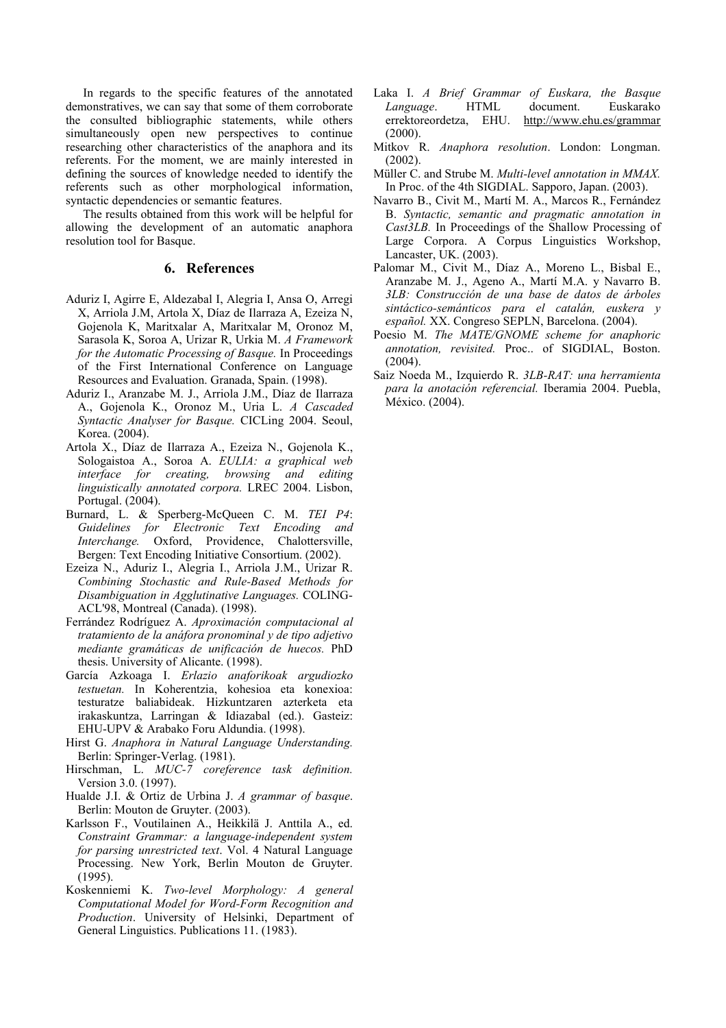In regards to the specific features of the annotated demonstratives, we can say that some of them corroborate the consulted bibliographic statements, while others simultaneously open new perspectives to continue researching other characteristics of the anaphora and its referents. For the moment, we are mainly interested in defining the sources of knowledge needed to identify the referents such as other morphological information, syntactic dependencies or semantic features.

The results obtained from this work will be helpful for allowing the development of an automatic anaphora resolution tool for Basque.

## 6. References

Aduriz I, Agirre E, Aldezabal I, Alegria I, Ansa O, Arregi X, Arriola J.M, Artola X, Díaz de Ilarraza A, Ezeiza N, Gojenola K, Maritxalar A, Maritxalar M, Oronoz M, Sarasola K, Soroa A, Urizar R, Urkia M. *A Framework for the Automatic Processing of Basque.* In Proceedings of the First International Conference on Language Resources and Evaluation. Granada, Spain. (1998).

Aduriz I., Aranzabe M. J., Arriola J.M., Díaz de Ilarraza A., Gojenola K., Oronoz M., Uria L. *A Cascaded Syntactic Analyser for Basque.* CICLing 2004. Seoul, Korea. (2004).

Artola X., Díaz de Ilarraza A., Ezeiza N., Gojenola K., Sologaistoa A., Soroa A. *EULIA: a graphical web interface for creating, browsing and editing linguistically annotated corpora.* LREC 2004. Lisbon, Portugal. (2004).

Burnard, L. & Sperberg-McQueen C. M. *TEI P4: Guidelines for Electronic Text Encoding and Interchange.* Oxford, Providence, Chalottersville, Bergen: Text Encoding Initiative Consortium. (2002).

Ezeiza N., Aduriz I., Alegria I., Arriola J.M., Urizar R. *Combining Stochastic and Rule-Based Methods for Disambiguation in Agglutinative Languages.* COLING-ACL'98, Montreal (Canada). (1998).

Ferrández Rodríguez A. *Aproximación computacional al tratamiento de la anáfora pronominal y de tipo adjetivo mediante gramáticas de unificación de huecos.* PhD thesis. University of Alicante. (1998).

García Azkoaga I. *Erlazio anaforikoak argudiozko testuetan.* In Koherentzia, kohesioa eta konexioa: testuratze baliabideak. Hizkuntzaren azterketa eta irakaskuntza, Larringan & Idiazabal (ed.). Gasteiz: EHU-UPV & Arabako Foru Aldundia. (1998).

Hirst G. *Anaphora in Natural Language Understanding.* Berlin: Springer-Verlag. (1981).

Hirschman, L. *MUC-7 coreference task definition.* Version 3.0. (1997).

Hualde J.I. & Ortiz de Urbina J. *A grammar of basque*. Berlin: Mouton de Gruyter. (2003).

Karlsson F., Voutilainen A., Heikkilä J. Anttila A., ed. *Constraint Grammar: a language-independent system for parsing unrestricted text*. Vol. 4 Natural Language Processing. New York, Berlin Mouton de Gruyter. (1995).

Koskenniemi K. *Two-level Morphology: A general Computational Model for Word-Form Recognition and Production*. University of Helsinki, Department of General Linguistics. Publications 11. (1983).

Laka I. *A Brief Grammar of Euskara, the Basque Language*. HTML document. Euskarako errektoreordetza, EHU. http://www.ehu.es/grammar (2000).

Mitkov R. *Anaphora resolution*. London: Longman. (2002).

Müller C. and Strube M. *Multi-level annotation in MMAX.* In Proc. of the 4th SIGDIAL. Sapporo, Japan. (2003).

Navarro B., Civit M., Martí M. A., Marcos R., Fernández B. *Syntactic, semantic and pragmatic annotation in Cast3LB.* In Proceedings of the Shallow Processing of Large Corpora. A Corpus Linguistics Workshop, Lancaster, UK. (2003).

Palomar M., Civit M., Díaz A., Moreno L., Bisbal E., Aranzabe M. J., Ageno A., Martí M.A. y Navarro B. *3LB: Construcción de una base de datos de árboles sintáctico-semánticos para el catalán, euskera y español.* XX. Congreso SEPLN, Barcelona. (2004).

Poesio M. *The MATE/GNOME scheme for anaphoric annotation, revisited.* Proc.. of SIGDIAL, Boston. (2004).

Saiz Noeda M., Izquierdo R. *3LB-RAT: una herramienta para la anotación referencial.* Iberamia 2004. Puebla, México. (2004).